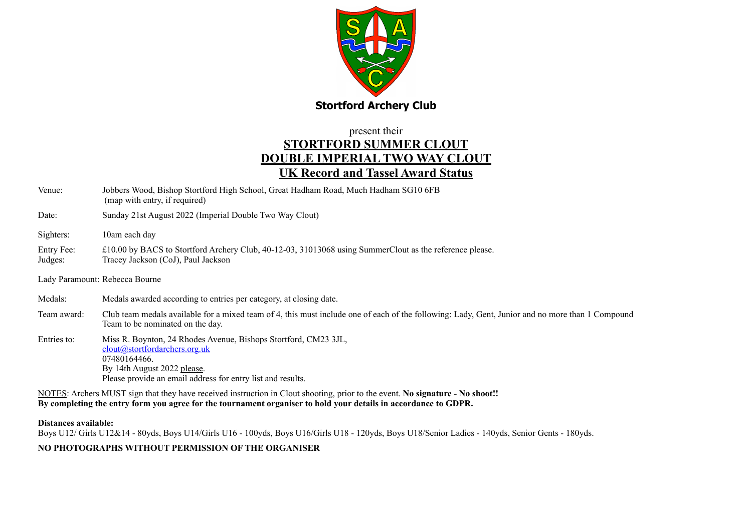**Stortford Archery Club**

present their

# STORTFORD SUMMER CLOUT
# DOUBLE IMPERIAL TWO WAY CLOUT
# UK Record and Tassel Award Status

Venue: Jobbers Wood, Bishop Stortford High School, Great Hadham Road, Much Hadham SG10 6FB (map with entry, if required)

Date: Sunday 21st August 2022 (Imperial Double Two Way Clout)

Sighters: 10am each day

Entry Fee: £10.00 by BACS to Stortford Archery Club, 40-12-03, 31013068 using SummerClout as the reference please.

Judges: Tracey Jackson (CoJ), Paul Jackson

Lady Paramount: Rebecca Bourne

Medals: Medals awarded according to entries per category, at closing date.

Team award: Club team medals available for a mixed team of 4, this must include one of each of the following: Lady, Gent, Junior and no more than 1 Compound Team to be nominated on the day.

Entries to: Miss R. Boynton, 24 Rhodes Avenue, Bishops Stortford, CM23 3JL,
clout@stortfordarchers.org.uk
07480164466.
By 14th August 2022 please.
Please provide an email address for entry list and results.

NOTES: Archers MUST sign that they have received instruction in Clout shooting, prior to the event. **No signature - No shoot!!**
**By completing the entry form you agree for the tournament organiser to hold your details in accordance to GDPR.**

**Distances available:**
Boys U12/ Girls U12&14 - 80yds, Boys U14/Girls U16 - 100yds, Boys U16/Girls U18 - 120yds, Boys U18/Senior Ladies - 140yds, Senior Gents - 180yds.

**NO PHOTOGRAPHS WITHOUT PERMISSION OF THE ORGANISER**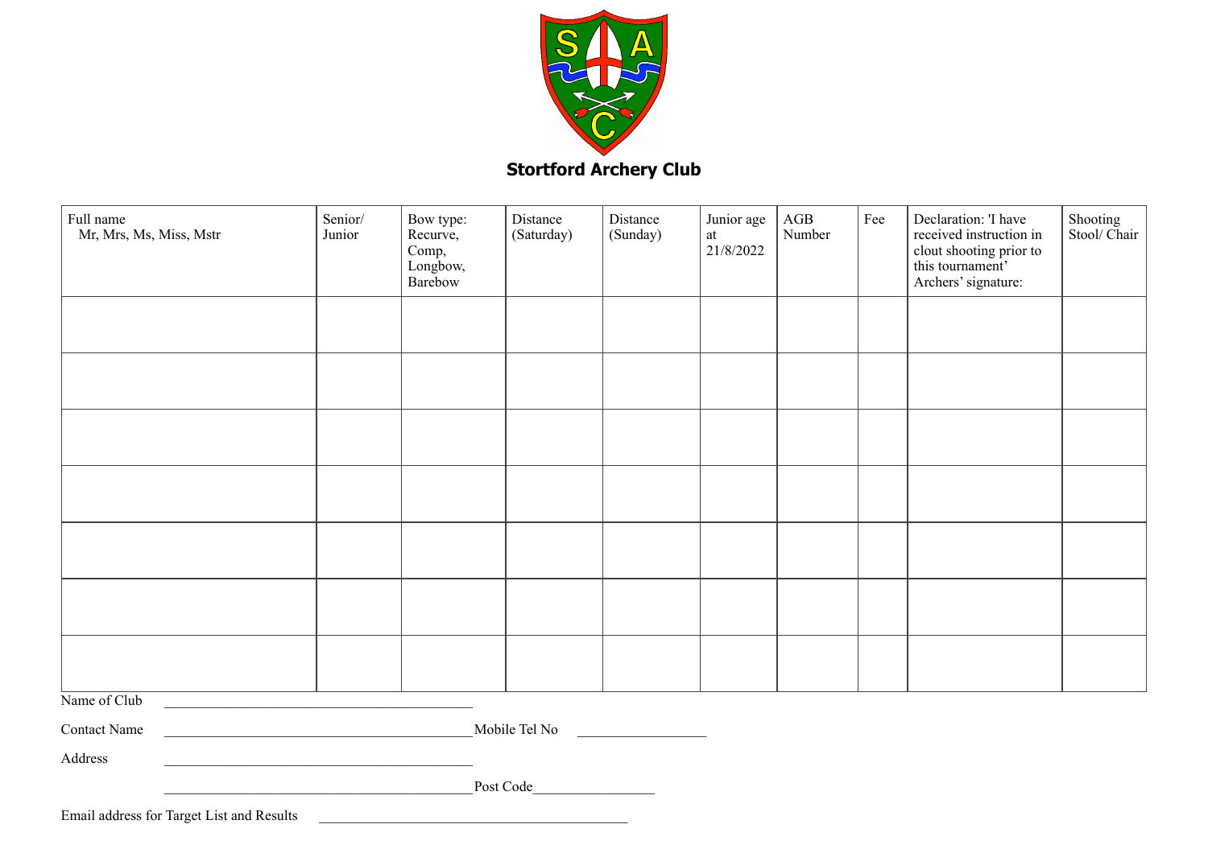**Stortford Archery Club**

| Full name Mr, Mrs, Ms, Miss, Mstr | Senior/ Junior | Bow type: Recurve, Comp, Longbow, Barebow | Distance (Saturday) | Distance (Sunday) | Junior age at 21/8/2022 | AGB Number | Fee | Declaration: 'I have received instruction in clout shooting prior to this tournament' Archers' signature: | Shooting Stool/ Chair |
|---|---|---|---|---|---|---|---|---|---|
| | | | | | | | | | |
| | | | | | | | | | |
| | | | | | | | | | |
| | | | | | | | | | |
| | | | | | | | | | |
| | | | | | | | | | |
| | | | | | | | | | |

Name of Club ___________________________________________

Contact Name ___________________________________________ Mobile Tel No ___________________

Address ___________________________________________

___________________________________________ Post Code_________________

Email address for Target List and Results ___________________________________________